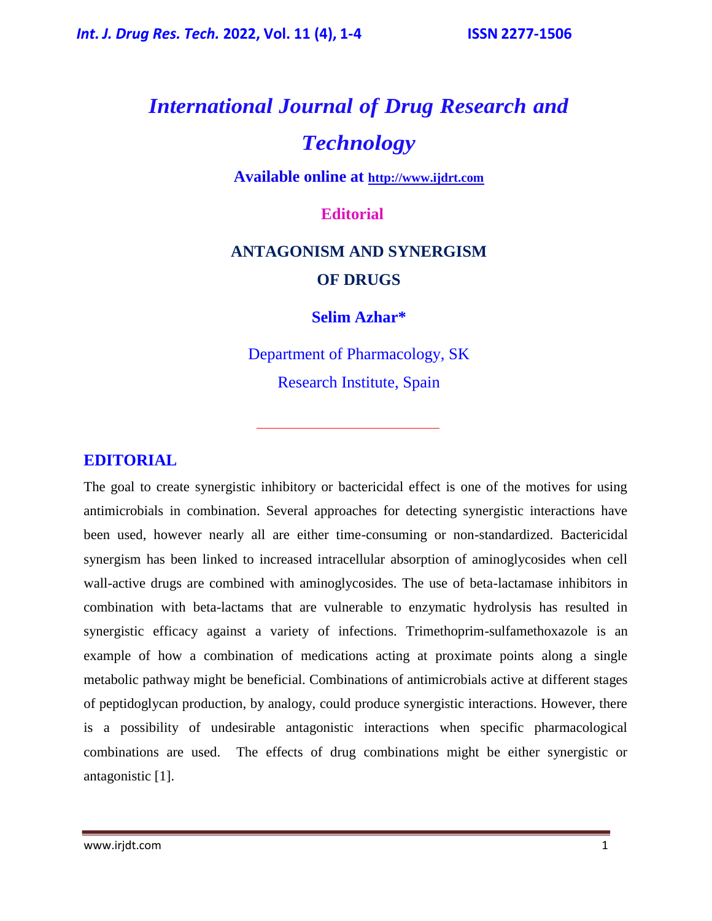# International Journal of Drug Research and Technology

**Available online at http://www.ijdrt.com**

**Editorial**

## ANTAGONISM AND SYNERGISM OF DRUGS

**Selim Azhar***

Department of Pharmacology, SK Research Institute, Spain

---

## EDITORIAL

The goal to create synergistic inhibitory or bactericidal effect is one of the motives for using antimicrobials in combination. Several approaches for detecting synergistic interactions have been used, however nearly all are either time-consuming or non-standardized. Bactericidal synergism has been linked to increased intracellular absorption of aminoglycosides when cell wall-active drugs are combined with aminoglycosides. The use of beta-lactamase inhibitors in combination with beta-lactams that are vulnerable to enzymatic hydrolysis has resulted in synergistic efficacy against a variety of infections. Trimethoprim-sulfamethoxazole is an example of how a combination of medications acting at proximate points along a single metabolic pathway might be beneficial. Combinations of antimicrobials active at different stages of peptidoglycan production, by analogy, could produce synergistic interactions. However, there is a possibility of undesirable antagonistic interactions when specific pharmacological combinations are used. The effects of drug combinations might be either synergistic or antagonistic [1].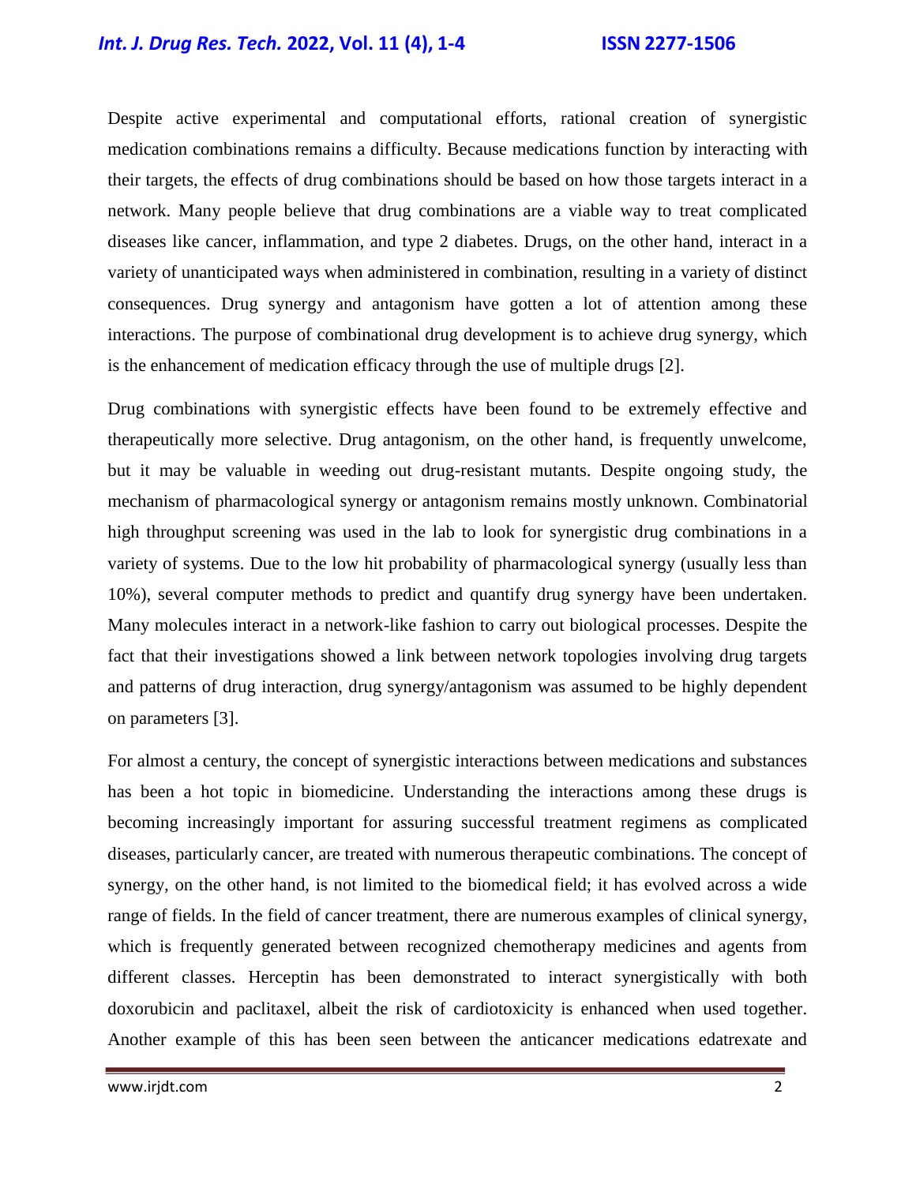Despite active experimental and computational efforts, rational creation of synergistic medication combinations remains a difficulty. Because medications function by interacting with their targets, the effects of drug combinations should be based on how those targets interact in a network. Many people believe that drug combinations are a viable way to treat complicated diseases like cancer, inflammation, and type 2 diabetes. Drugs, on the other hand, interact in a variety of unanticipated ways when administered in combination, resulting in a variety of distinct consequences. Drug synergy and antagonism have gotten a lot of attention among these interactions. The purpose of combinational drug development is to achieve drug synergy, which is the enhancement of medication efficacy through the use of multiple drugs [2].

Drug combinations with synergistic effects have been found to be extremely effective and therapeutically more selective. Drug antagonism, on the other hand, is frequently unwelcome, but it may be valuable in weeding out drug-resistant mutants. Despite ongoing study, the mechanism of pharmacological synergy or antagonism remains mostly unknown. Combinatorial high throughput screening was used in the lab to look for synergistic drug combinations in a variety of systems. Due to the low hit probability of pharmacological synergy (usually less than 10%), several computer methods to predict and quantify drug synergy have been undertaken. Many molecules interact in a network-like fashion to carry out biological processes. Despite the fact that their investigations showed a link between network topologies involving drug targets and patterns of drug interaction, drug synergy/antagonism was assumed to be highly dependent on parameters [3].

For almost a century, the concept of synergistic interactions between medications and substances has been a hot topic in biomedicine. Understanding the interactions among these drugs is becoming increasingly important for assuring successful treatment regimens as complicated diseases, particularly cancer, are treated with numerous therapeutic combinations. The concept of synergy, on the other hand, is not limited to the biomedical field; it has evolved across a wide range of fields. In the field of cancer treatment, there are numerous examples of clinical synergy, which is frequently generated between recognized chemotherapy medicines and agents from different classes. Herceptin has been demonstrated to interact synergistically with both doxorubicin and paclitaxel, albeit the risk of cardiotoxicity is enhanced when used together. Another example of this has been seen between the anticancer medications edatrexate and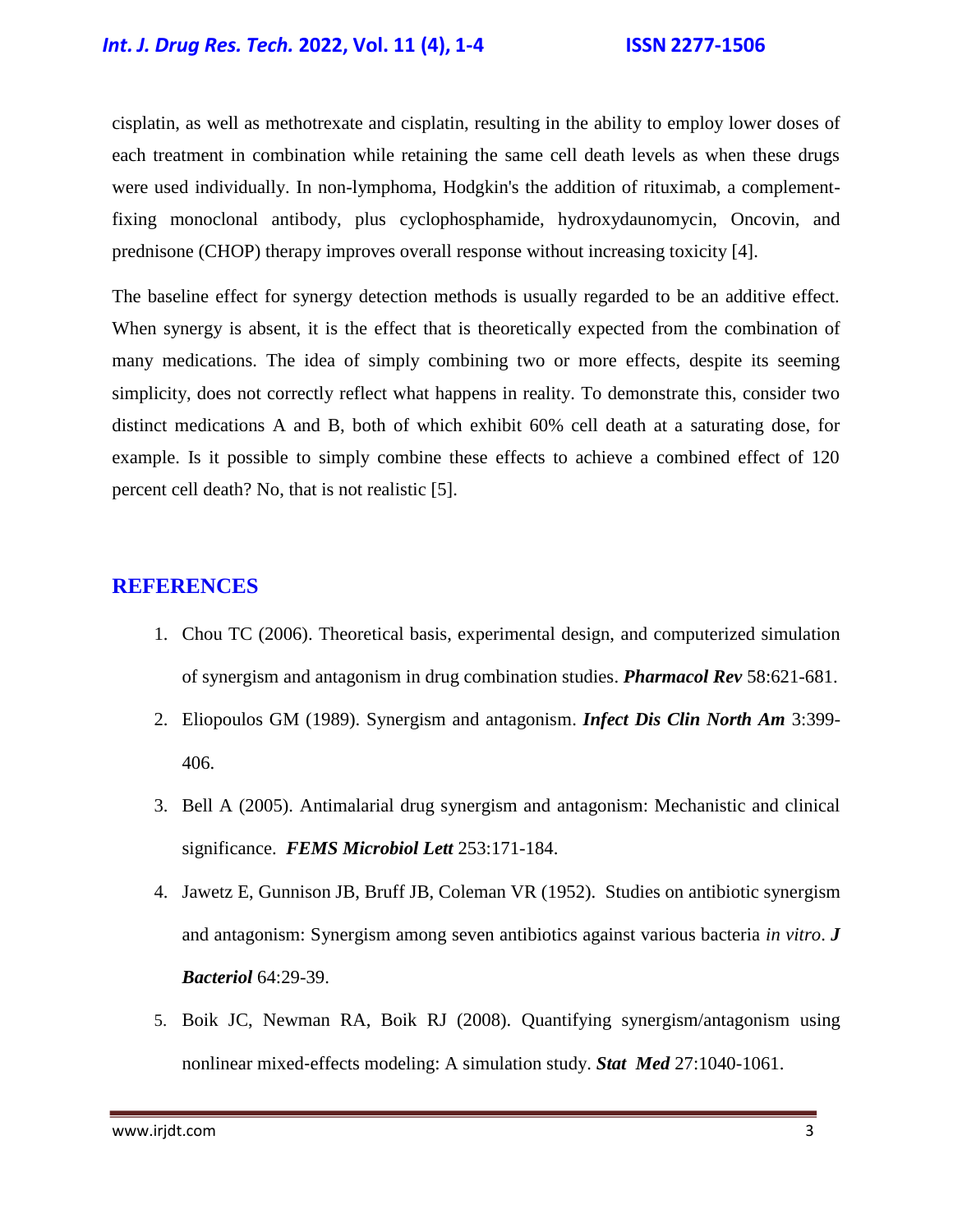cisplatin, as well as methotrexate and cisplatin, resulting in the ability to employ lower doses of each treatment in combination while retaining the same cell death levels as when these drugs were used individually. In non-lymphoma, Hodgkin's the addition of rituximab, a complement-fixing monoclonal antibody, plus cyclophosphamide, hydroxydaunomycin, Oncovin, and prednisone (CHOP) therapy improves overall response without increasing toxicity [4].

The baseline effect for synergy detection methods is usually regarded to be an additive effect. When synergy is absent, it is the effect that is theoretically expected from the combination of many medications. The idea of simply combining two or more effects, despite its seeming simplicity, does not correctly reflect what happens in reality. To demonstrate this, consider two distinct medications A and B, both of which exhibit 60% cell death at a saturating dose, for example. Is it possible to simply combine these effects to achieve a combined effect of 120 percent cell death? No, that is not realistic [5].

## REFERENCES

1. Chou TC (2006). Theoretical basis, experimental design, and computerized simulation of synergism and antagonism in drug combination studies. ***Pharmacol Rev*** 58:621-681.
2. Eliopoulos GM (1989). Synergism and antagonism. ***Infect Dis Clin North Am*** 3:399-406.
3. Bell A (2005). Antimalarial drug synergism and antagonism: Mechanistic and clinical significance. ***FEMS Microbiol Lett*** 253:171-184.
4. Jawetz E, Gunnison JB, Bruff JB, Coleman VR (1952). Studies on antibiotic synergism and antagonism: Synergism among seven antibiotics against various bacteria *in vitro*. ***J Bacteriol*** 64:29-39.
5. Boik JC, Newman RA, Boik RJ (2008). Quantifying synergism/antagonism using nonlinear mixed-effects modeling: A simulation study. ***Stat Med*** 27:1040-1061.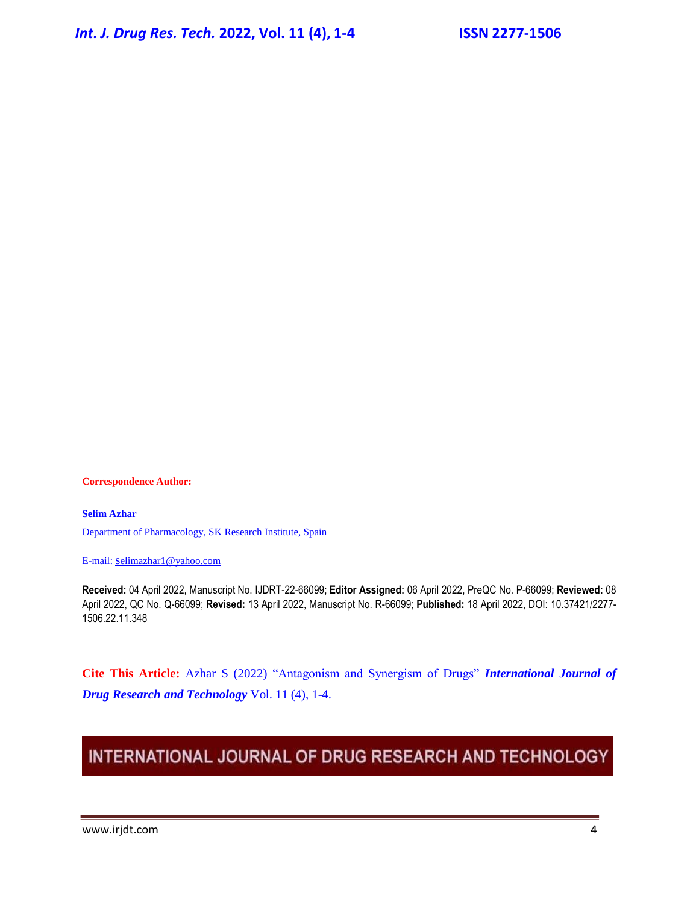**Correspondence Author:**

**Selim Azhar**

Department of Pharmacology, SK Research Institute, Spain

E-mail: Selimazhar1@yahoo.com

**Received:** 04 April 2022, Manuscript No. IJDRT-22-66099; **Editor Assigned:** 06 April 2022, PreQC No. P-66099; **Reviewed:** 08 April 2022, QC No. Q-66099; **Revised:** 13 April 2022, Manuscript No. R-66099; **Published:** 18 April 2022, DOI: 10.37421/2277-1506.22.11.348

**Cite This Article:** Azhar S (2022) "Antagonism and Synergism of Drugs" ***International Journal of Drug Research and Technology*** Vol. 11 (4), 1-4.

INTERNATIONAL JOURNAL OF DRUG RESEARCH AND TECHNOLOGY